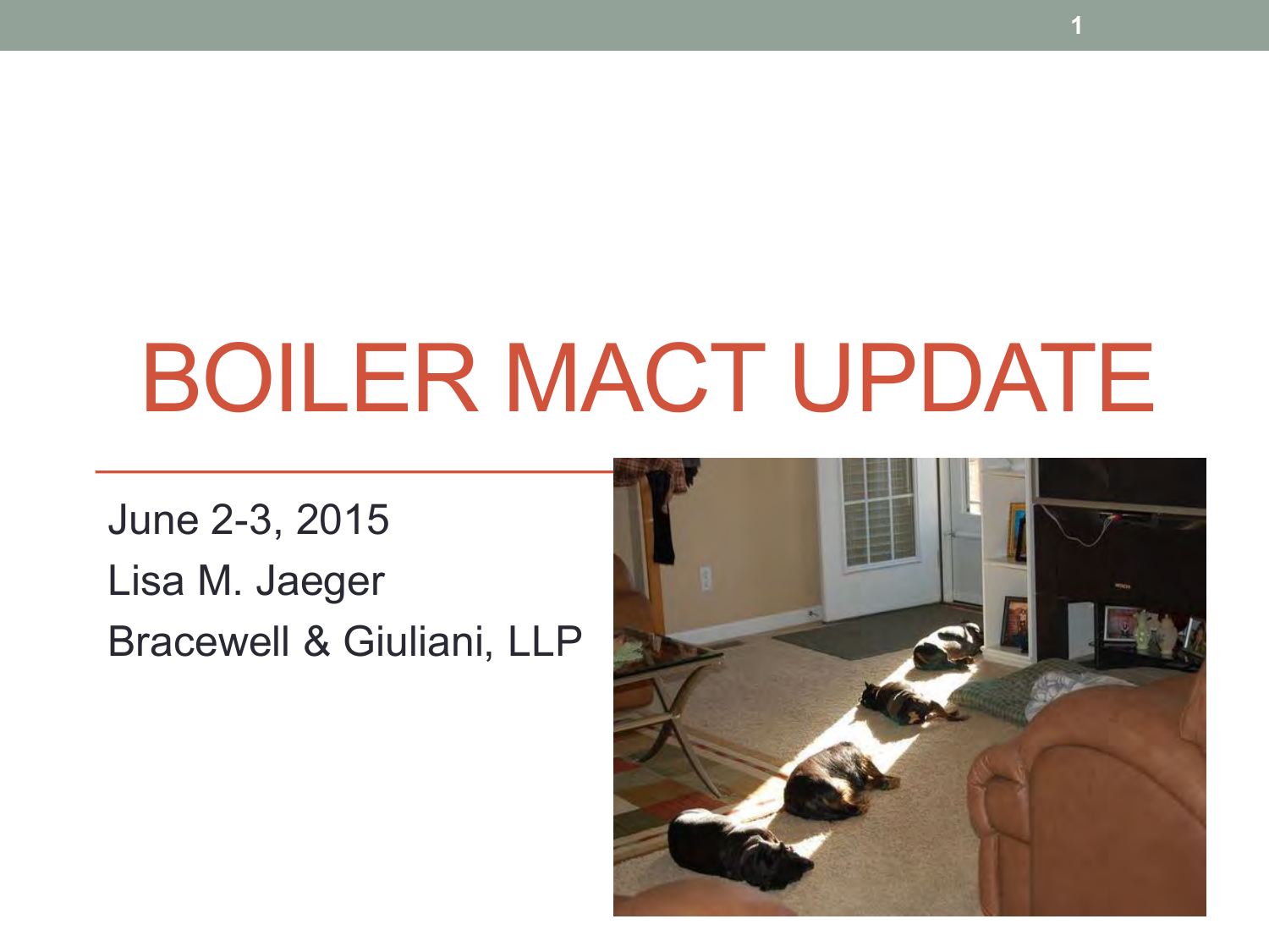# BOILER MACT UPDATE

June 2-3, 2015

Lisa M. Jaeger

Bracewell & Giuliani, LLP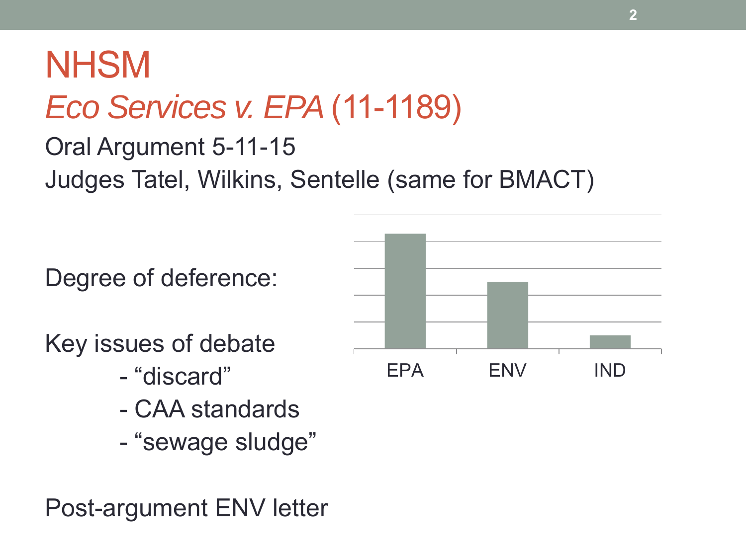# NHSM

## *Eco Services v. EPA* (11-1189)

Oral Argument 5-11-15

Judges Tatel, Wilkins, Sentelle (same for BMACT)

Degree of deference:

Key issues of debate

- "discard"
- CAA standards
- "sewage sludge"

Post-argument ENV letter

EPA ENV IND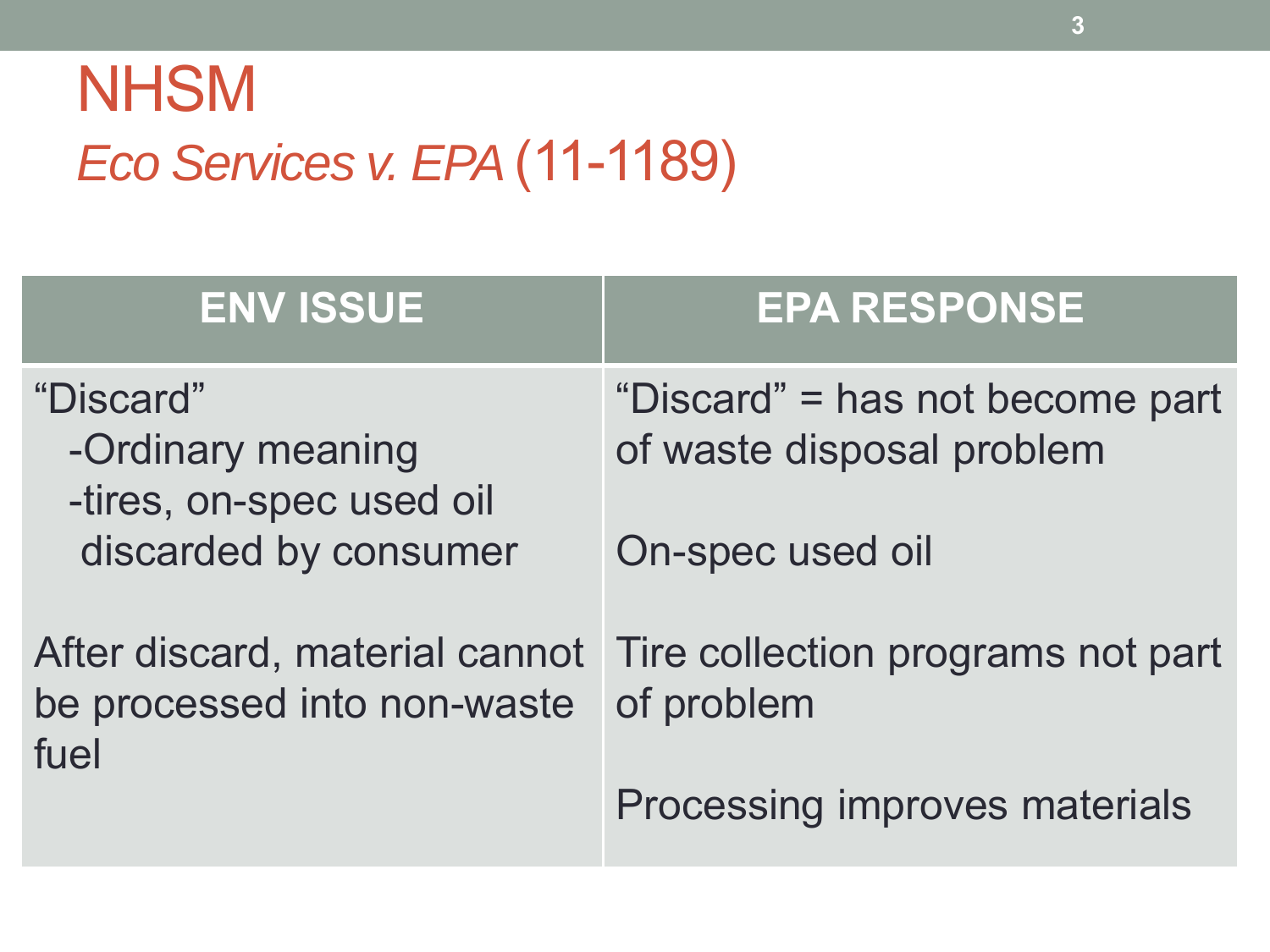# NHSM

## *Eco Services v. EPA* (11-1189)

| ENV ISSUE | EPA RESPONSE |
|---|---|
| "Discard"<br>-Ordinary meaning<br>-tires, on-spec used oil discarded by consumer | "Discard" = has not become part of waste disposal problem<br><br>On-spec used oil |
| After discard, material cannot be processed into non-waste fuel | Tire collection programs not part of problem<br><br>Processing improves materials |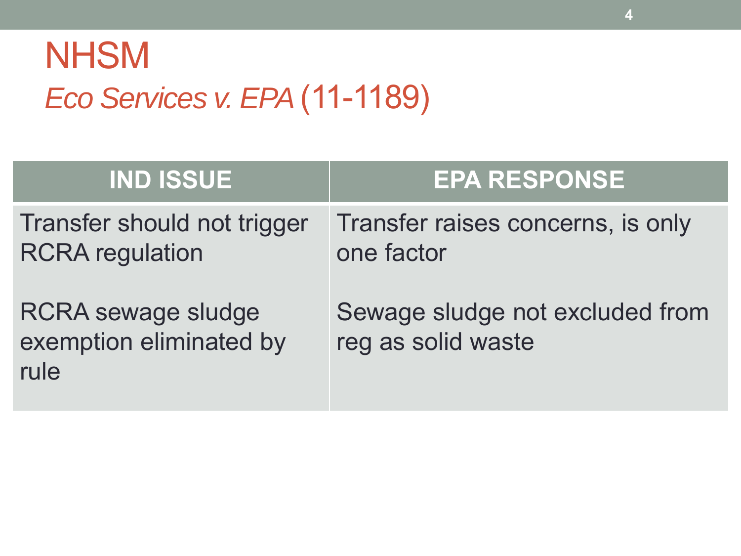# NHSM

## *Eco Services v. EPA* (11-1189)

| IND ISSUE | EPA RESPONSE |
| --- | --- |
| Transfer should not trigger RCRA regulation | Transfer raises concerns, is only one factor |
| RCRA sewage sludge exemption eliminated by rule | Sewage sludge not excluded from reg as solid waste |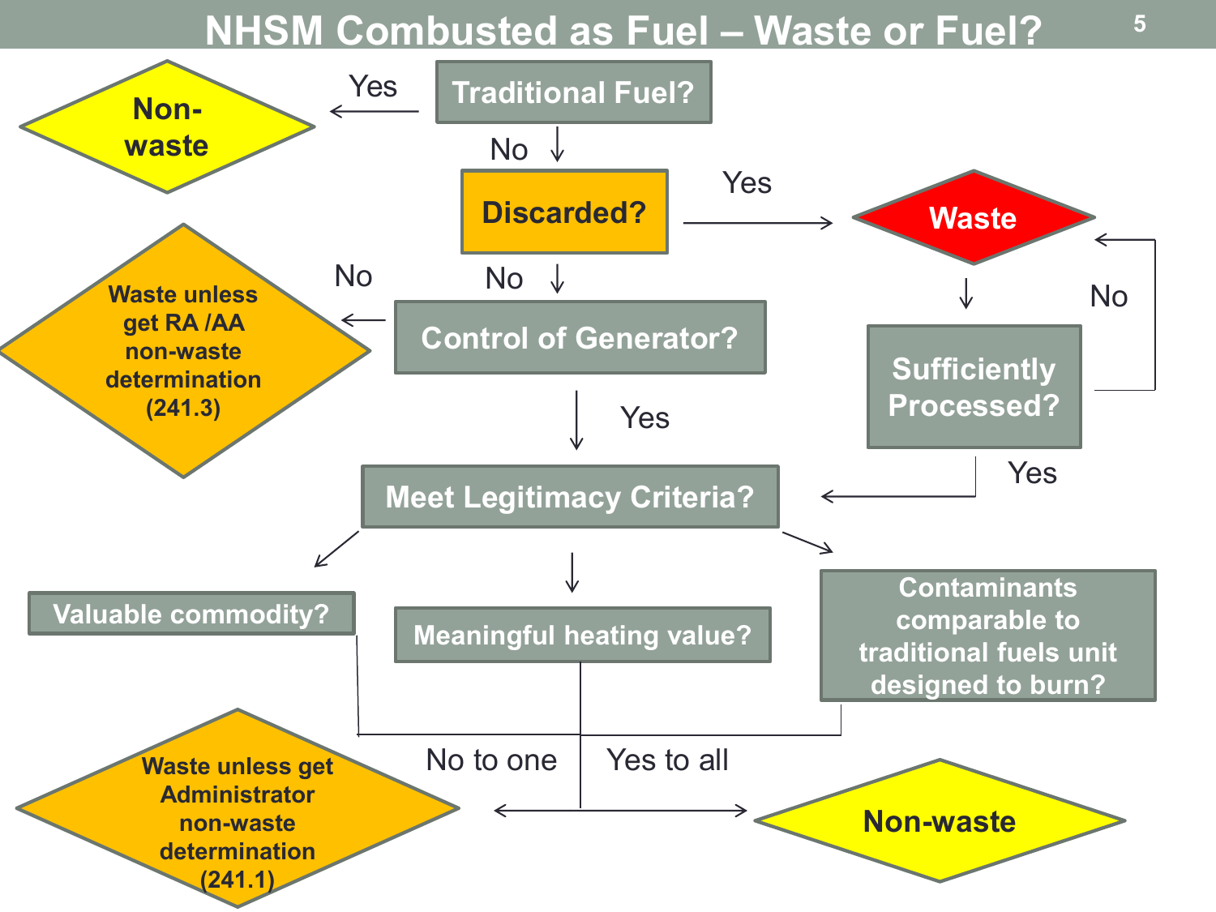# NHSM Combusted as Fuel – Waste or Fuel?

- **Traditional Fuel?**
  - Yes → **Non-waste**
  - No → **Discarded?**
    - Yes → **Waste** → **Sufficiently Processed?**
      - No → **Waste**
      - Yes → **Meet Legitimacy Criteria?**
    - No → **Control of Generator?**
      - No → **Waste unless get RA /AA non-waste determination (241.3)**
      - Yes → **Meet Legitimacy Criteria?**

**Meet Legitimacy Criteria?**

- Valuable commodity?
- Meaningful heating value?
- Contaminants comparable to traditional fuels unit designed to burn?

No to one → **Waste unless get Administrator non-waste determination (241.1)**

Yes to all → **Non-waste**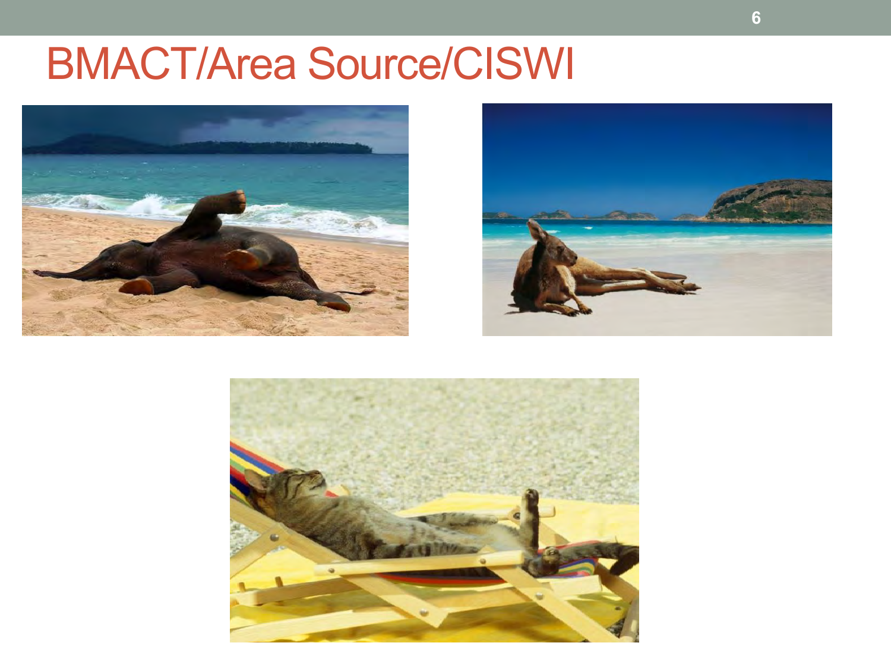# BMACT/Area Source/CISWI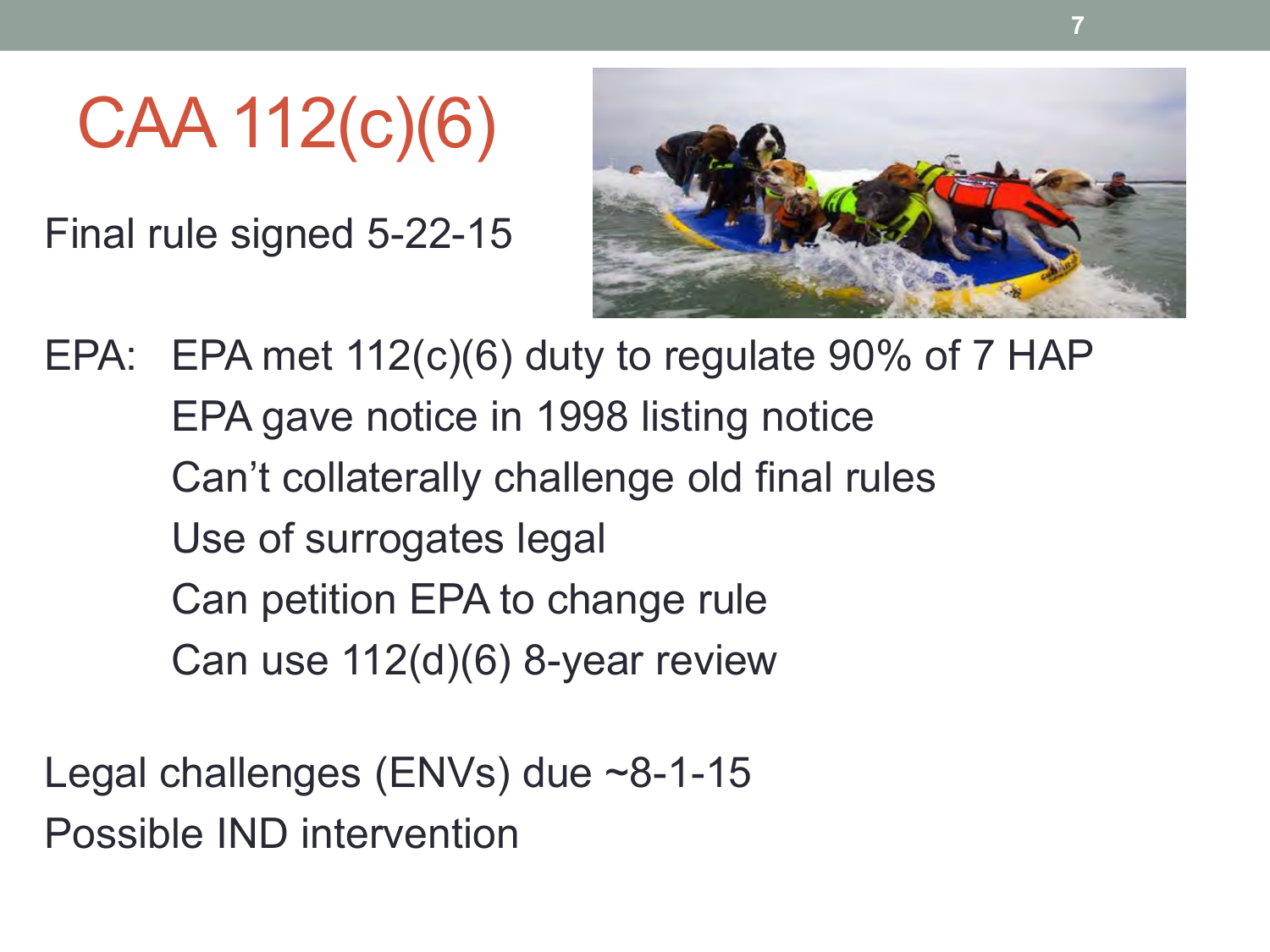# CAA 112(c)(6)

Final rule signed 5-22-15

EPA:
- EPA met 112(c)(6) duty to regulate 90% of 7 HAP
- EPA gave notice in 1998 listing notice
- Can't collaterally challenge old final rules
- Use of surrogates legal
- Can petition EPA to change rule
- Can use 112(d)(6) 8-year review

Legal challenges (ENVs) due ~8-1-15

Possible IND intervention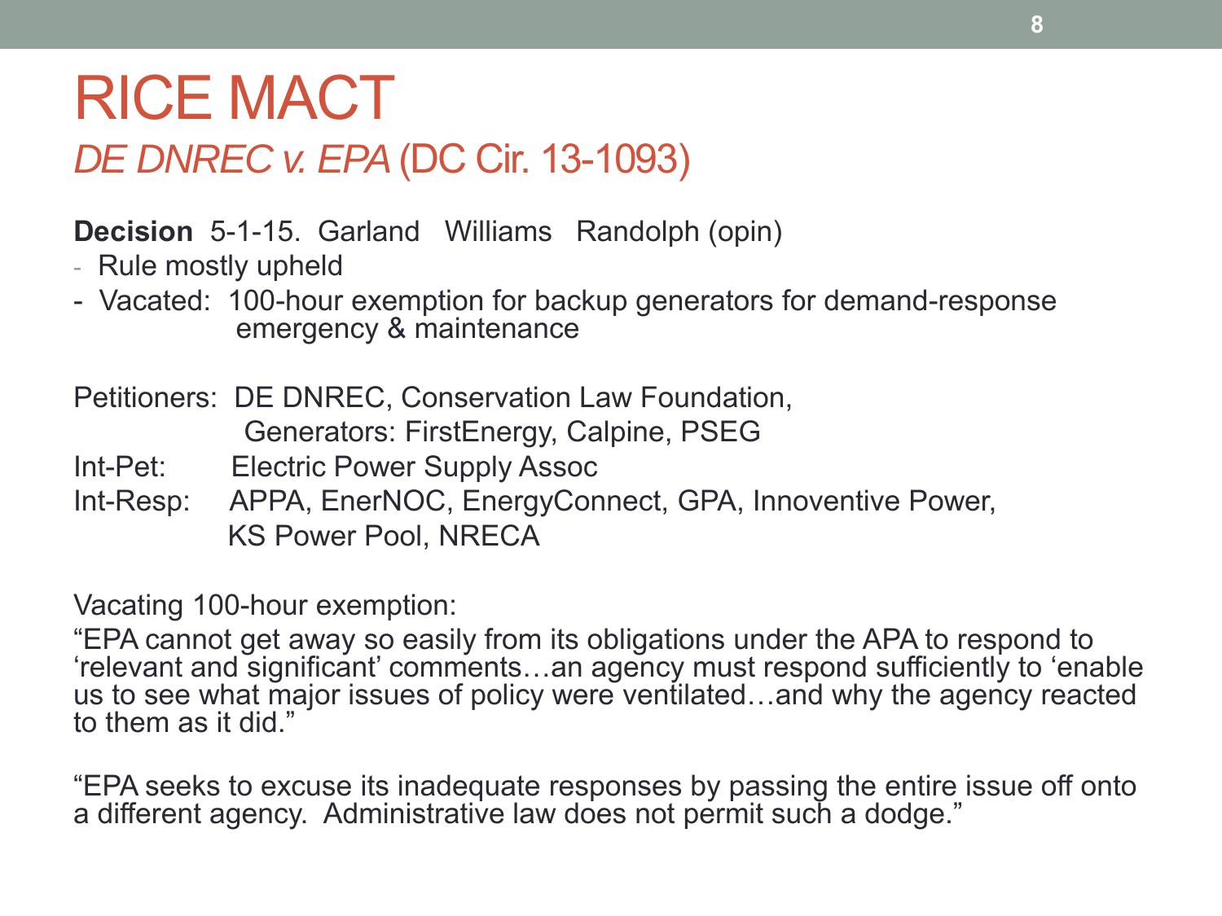# RICE MACT

## *DE DNREC v. EPA* (DC Cir. 13-1093)

**Decision** 5-1-15. Garland Williams Randolph (opin)

- Rule mostly upheld
- Vacated: 100-hour exemption for backup generators for demand-response emergency & maintenance

Petitioners: DE DNREC, Conservation Law Foundation,
Generators: FirstEnergy, Calpine, PSEG

Int-Pet: Electric Power Supply Assoc

Int-Resp: APPA, EnerNOC, EnergyConnect, GPA, Innoventive Power, KS Power Pool, NRECA

Vacating 100-hour exemption:

"EPA cannot get away so easily from its obligations under the APA to respond to 'relevant and significant' comments…an agency must respond sufficiently to 'enable us to see what major issues of policy were ventilated…and why the agency reacted to them as it did."

"EPA seeks to excuse its inadequate responses by passing the entire issue off onto a different agency. Administrative law does not permit such a dodge."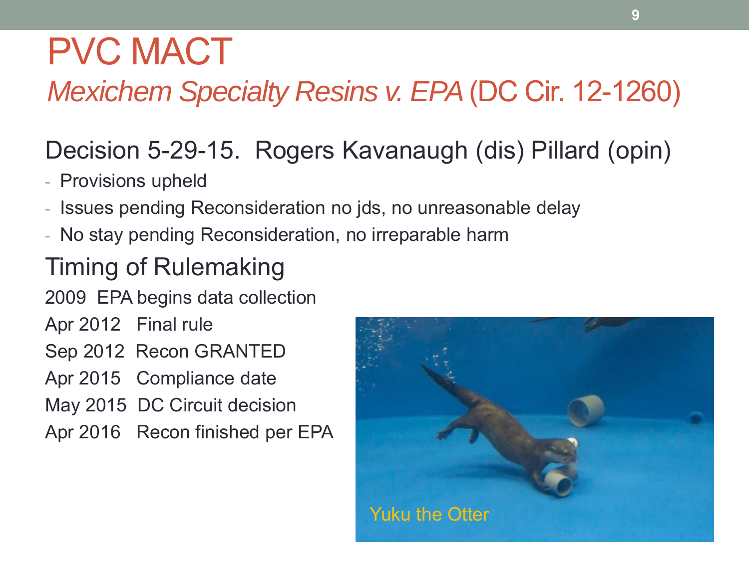# PVC MACT

## *Mexichem Specialty Resins v. EPA* (DC Cir. 12-1260)

### Decision 5-29-15. Rogers Kavanaugh (dis) Pillard (opin)

- Provisions upheld
- Issues pending Reconsideration no jds, no unreasonable delay
- No stay pending Reconsideration, no irreparable harm

### Timing of Rulemaking

2009 EPA begins data collection

Apr 2012 Final rule

Sep 2012 Recon GRANTED

Apr 2015 Compliance date

May 2015 DC Circuit decision

Apr 2016 Recon finished per EPA

Yuku the Otter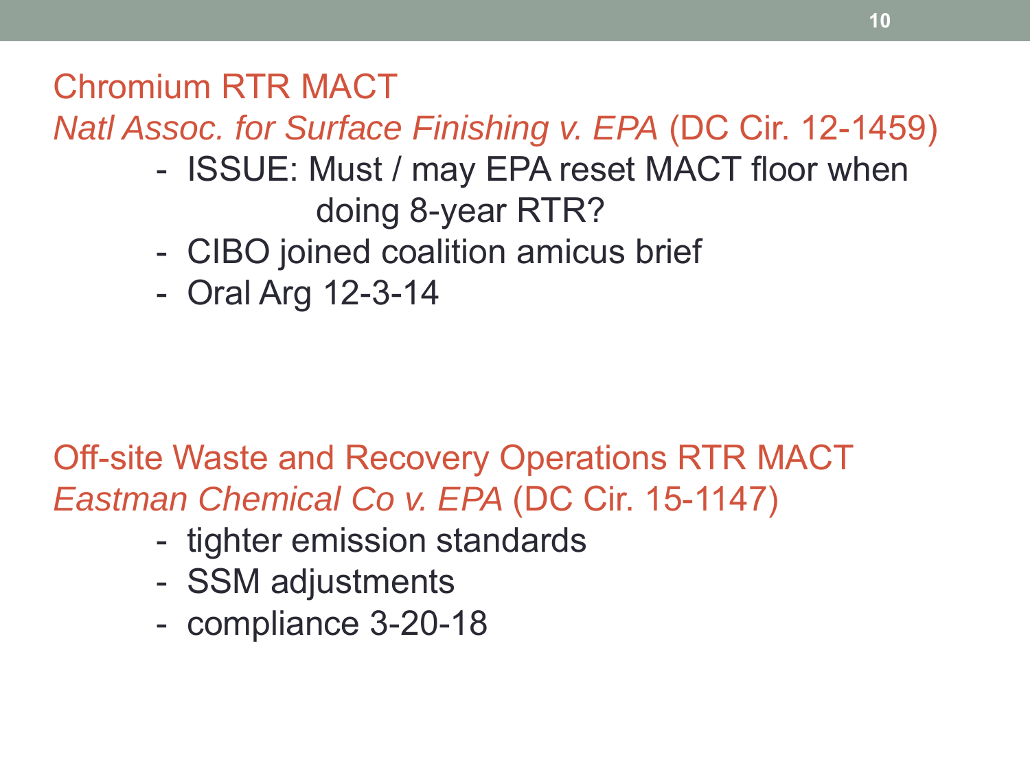## Chromium RTR MACT

*Natl Assoc. for Surface Finishing v. EPA* (DC Cir. 12-1459)

- ISSUE: Must / may EPA reset MACT floor when doing 8-year RTR?
- CIBO joined coalition amicus brief
- Oral Arg 12-3-14

## Off-site Waste and Recovery Operations RTR MACT

*Eastman Chemical Co v. EPA* (DC Cir. 15-1147)

- tighter emission standards
- SSM adjustments
- compliance 3-20-18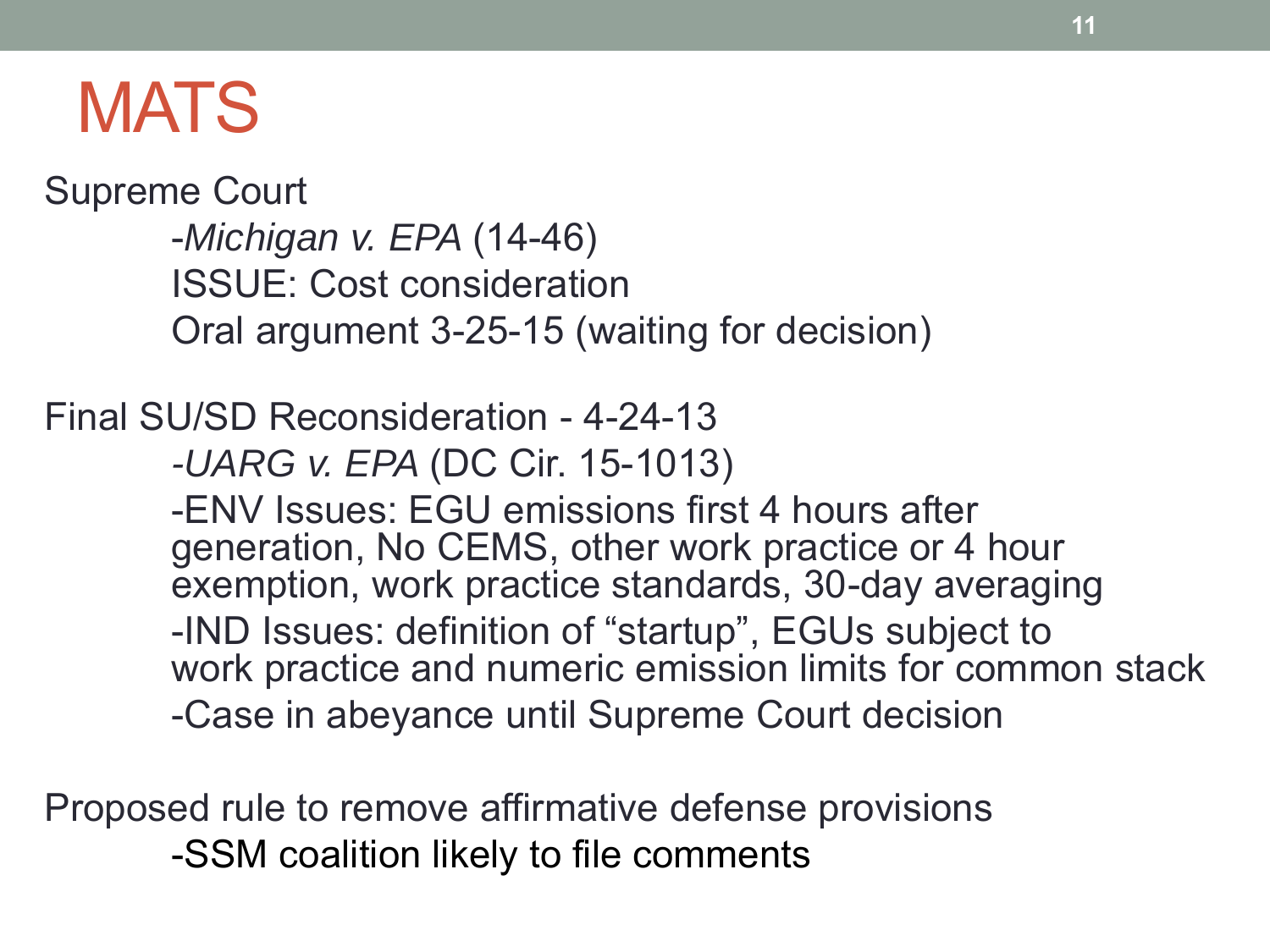# MATS

Supreme Court

- *Michigan v. EPA* (14-46)
  ISSUE: Cost consideration
  Oral argument 3-25-15 (waiting for decision)

Final SU/SD Reconsideration - 4-24-13

- *UARG v. EPA* (DC Cir. 15-1013)
- ENV Issues: EGU emissions first 4 hours after generation, No CEMS, other work practice or 4 hour exemption, work practice standards, 30-day averaging
- IND Issues: definition of "startup", EGUs subject to work practice and numeric emission limits for common stack
- Case in abeyance until Supreme Court decision

Proposed rule to remove affirmative defense provisions

- SSM coalition likely to file comments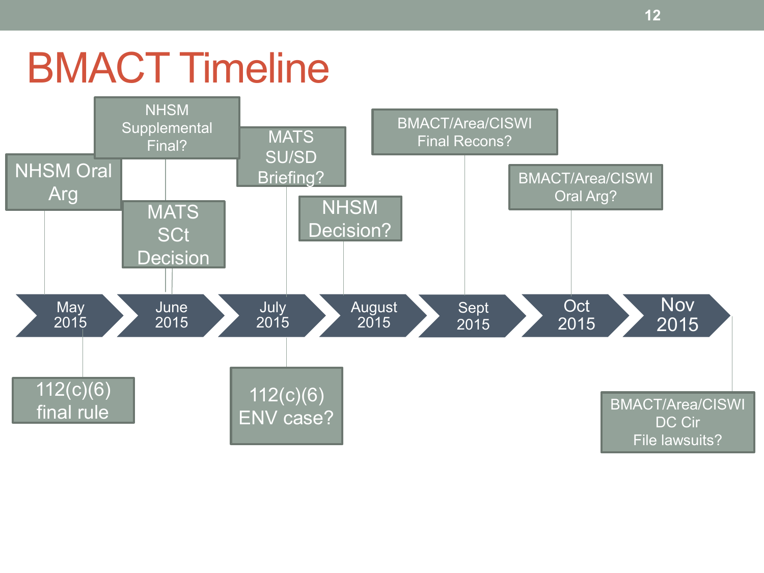# BMACT Timeline

May 2015

June 2015

July 2015

August 2015

Sept 2015

Oct 2015

Nov 2015

NHSM Oral Arg

NHSM Supplemental Final?

MATS SCt Decision

MATS SU/SD Briefing?

NHSM Decision?

BMACT/Area/CISWI Final Recons?

BMACT/Area/CISWI Oral Arg?

112(c)(6) final rule

112(c)(6) ENV case?

BMACT/Area/CISWI DC Cir File lawsuits?